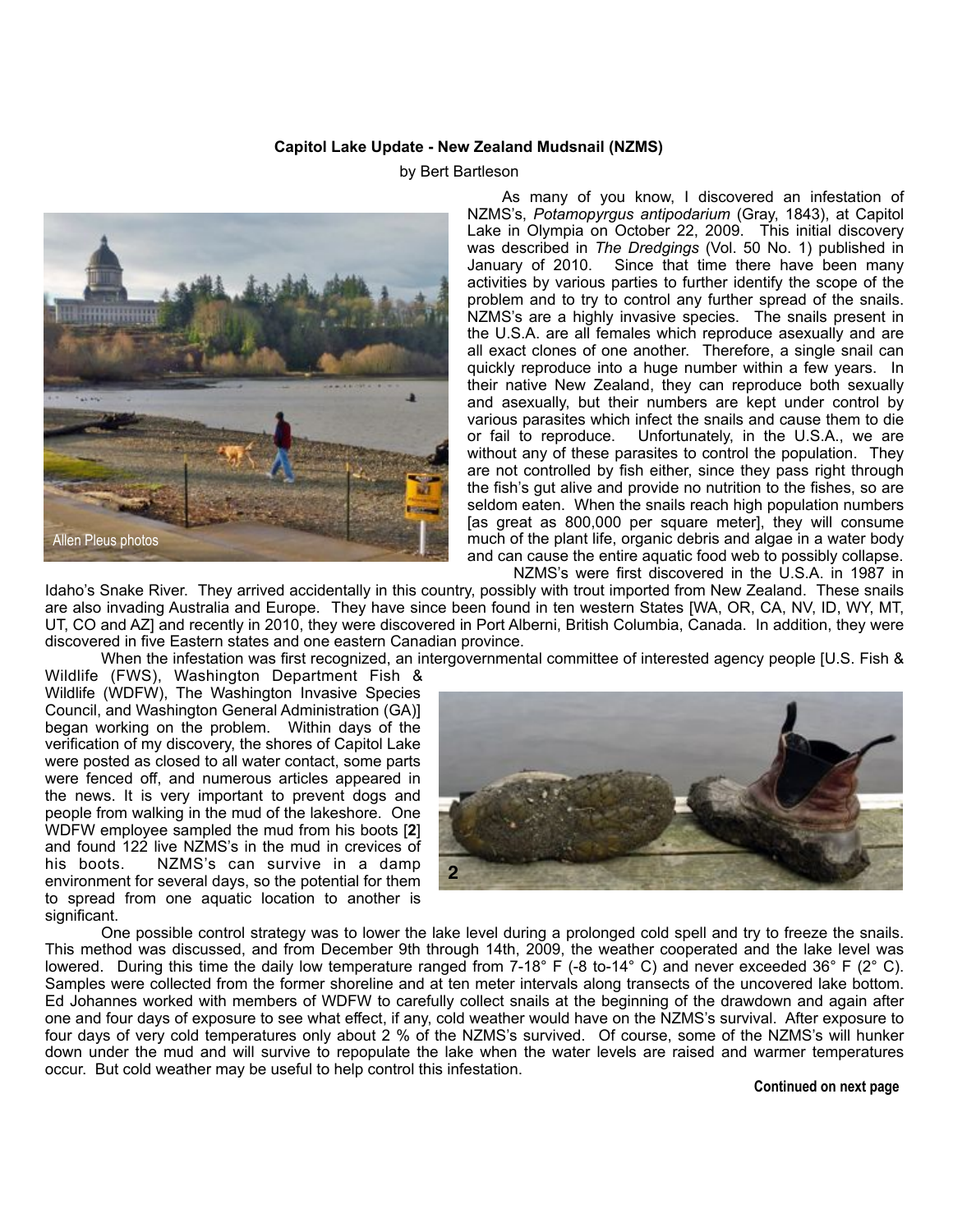**Capitol Lake Update - New Zealand Mudsnail (NZMS)**

by Bert Bartleson

Allen Pleus photos

As many of you know, I discovered an infestation of NZMS's, *Potamopyrgus antipodarium* (Gray, 1843), at Capitol Lake in Olympia on October 22, 2009. This initial discovery was described in *The Dredgings* (Vol. 50 No. 1) published in January of 2010. Since that time there have been many activities by various parties to further identify the scope of the problem and to try to control any further spread of the snails. NZMS's are a highly invasive species. The snails present in the U.S.A. are all females which reproduce asexually and are all exact clones of one another. Therefore, a single snail can quickly reproduce into a huge number within a few years. In their native New Zealand, they can reproduce both sexually and asexually, but their numbers are kept under control by various parasites which infect the snails and cause them to die or fail to reproduce. Unfortunately, in the U.S.A., we are without any of these parasites to control the population. They are not controlled by fish either, since they pass right through the fish's gut alive and provide no nutrition to the fishes, so are seldom eaten. When the snails reach high population numbers [as great as 800,000 per square meter], they will consume much of the plant life, organic debris and algae in a water body and can cause the entire aquatic food web to possibly collapse.

NZMS's were first discovered in the U.S.A. in 1987 in Idaho's Snake River. They arrived accidentally in this country, possibly with trout imported from New Zealand. These snails are also invading Australia and Europe. They have since been found in ten western States [WA, OR, CA, NV, ID, WY, MT, UT, CO and AZ] and recently in 2010, they were discovered in Port Alberni, British Columbia, Canada. In addition, they were discovered in five Eastern states and one eastern Canadian province.

When the infestation was first recognized, an intergovernmental committee of interested agency people [U.S. Fish & Wildlife (FWS), Washington Department Fish & Wildlife (WDFW), The Washington Invasive Species Council, and Washington General Administration (GA)] began working on the problem. Within days of the verification of my discovery, the shores of Capitol Lake were posted as closed to all water contact, some parts were fenced off, and numerous articles appeared in the news. It is very important to prevent dogs and people from walking in the mud of the lakeshore. One WDFW employee sampled the mud from his boots [**2**] and found 122 live NZMS's in the mud in crevices of his boots. NZMS's can survive in a damp environment for several days, so the potential for them to spread from one aquatic location to another is significant.

**2**

One possible control strategy was to lower the lake level during a prolonged cold spell and try to freeze the snails. This method was discussed, and from December 9th through 14th, 2009, the weather cooperated and the lake level was lowered. During this time the daily low temperature ranged from 7-18° F (-8 to-14° C) and never exceeded 36° F (2° C). Samples were collected from the former shoreline and at ten meter intervals along transects of the uncovered lake bottom. Ed Johannes worked with members of WDFW to carefully collect snails at the beginning of the drawdown and again after one and four days of exposure to see what effect, if any, cold weather would have on the NZMS's survival. After exposure to four days of very cold temperatures only about 2 % of the NZMS's survived. Of course, some of the NZMS's will hunker down under the mud and will survive to repopulate the lake when the water levels are raised and warmer temperatures occur. But cold weather may be useful to help control this infestation.

**Continued on next page**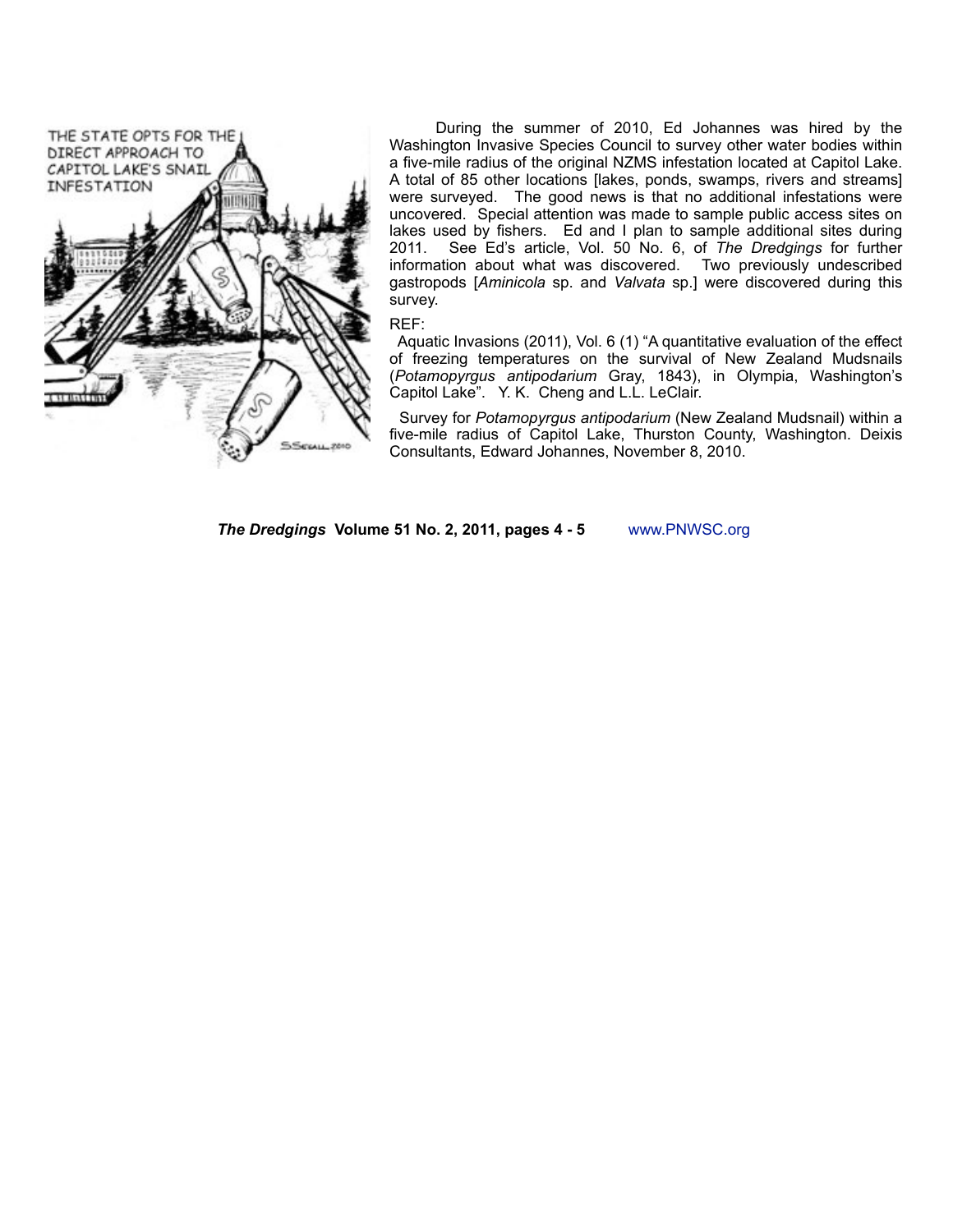During the summer of 2010, Ed Johannes was hired by the Washington Invasive Species Council to survey other water bodies within a five-mile radius of the original NZMS infestation located at Capitol Lake. A total of 85 other locations [lakes, ponds, swamps, rivers and streams] were surveyed. The good news is that no additional infestations were uncovered. Special attention was made to sample public access sites on lakes used by fishers. Ed and I plan to sample additional sites during 2011. See Ed's article, Vol. 50 No. 6, of *The Dredgings* for further information about what was discovered. Two previously undescribed gastropods [*Aminicola* sp. and *Valvata* sp.] were discovered during this survey.

REF:

Aquatic Invasions (2011), Vol. 6 (1) "A quantitative evaluation of the effect of freezing temperatures on the survival of New Zealand Mudsnails (*Potamopyrgus antipodarium* Gray, 1843), in Olympia, Washington's Capitol Lake". Y. K. Cheng and L.L. LeClair.

Survey for *Potamopyrgus antipodarium* (New Zealand Mudsnail) within a five-mile radius of Capitol Lake, Thurston County, Washington. Deixis Consultants, Edward Johannes, November 8, 2010.